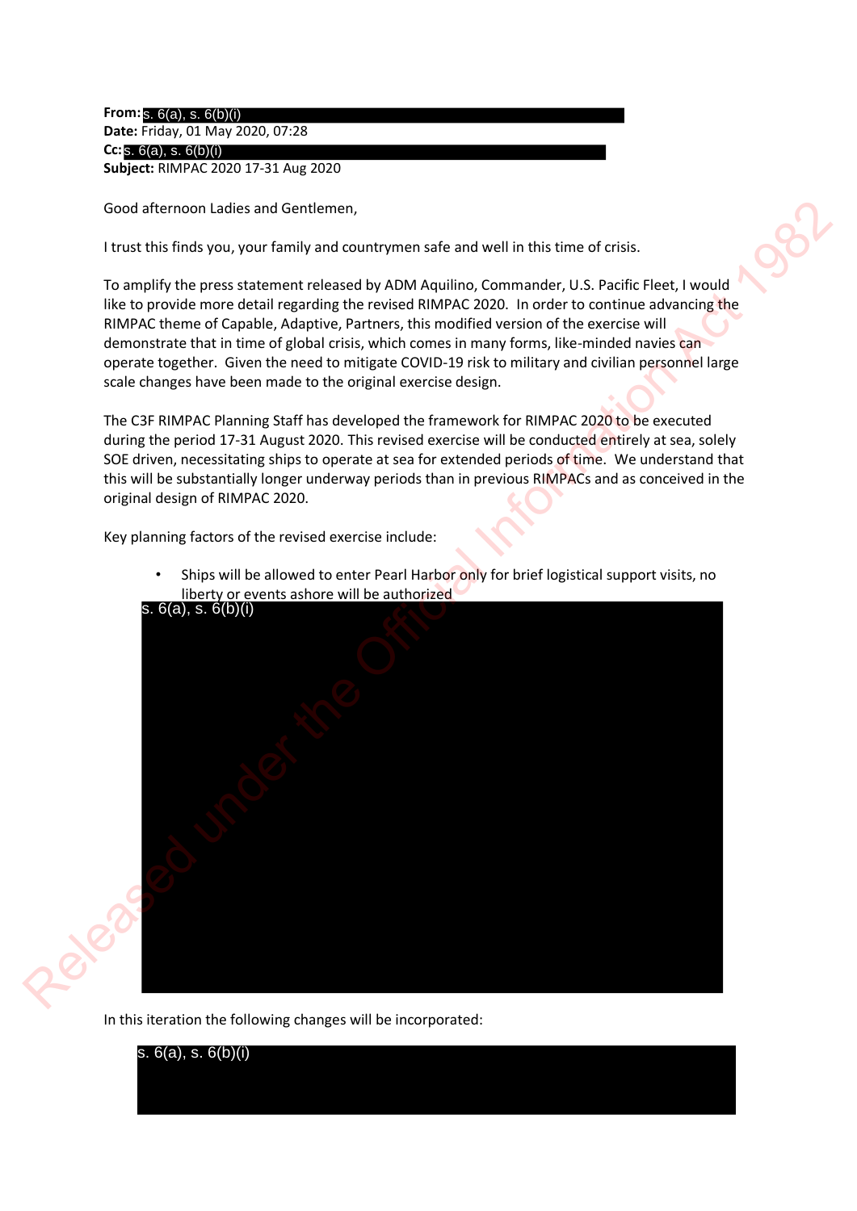**From:** s. 6(a), s. 6(b)(i)
**Date:** Friday, 01 May 2020, 07:28
**Cc:** s. 6(a), s. 6(b)(i)
**Subject:** RIMPAC 2020 17-31 Aug 2020

Good afternoon Ladies and Gentlemen,

I trust this finds you, your family and countrymen safe and well in this time of crisis.

To amplify the press statement released by ADM Aquilino, Commander, U.S. Pacific Fleet, I would like to provide more detail regarding the revised RIMPAC 2020. In order to continue advancing the RIMPAC theme of Capable, Adaptive, Partners, this modified version of the exercise will demonstrate that in time of global crisis, which comes in many forms, like-minded navies can operate together. Given the need to mitigate COVID-19 risk to military and civilian personnel large scale changes have been made to the original exercise design.

The C3F RIMPAC Planning Staff has developed the framework for RIMPAC 2020 to be executed during the period 17-31 August 2020. This revised exercise will be conducted entirely at sea, solely SOE driven, necessitating ships to operate at sea for extended periods of time. We understand that this will be substantially longer underway periods than in previous RIMPACs and as conceived in the original design of RIMPAC 2020.

Key planning factors of the revised exercise include:

- Ships will be allowed to enter Pearl Harbor only for brief logistical support visits, no liberty or events ashore will be authorized

s. 6(a), s. 6(b)(i)

In this iteration the following changes will be incorporated:

s. 6(a), s. 6(b)(i)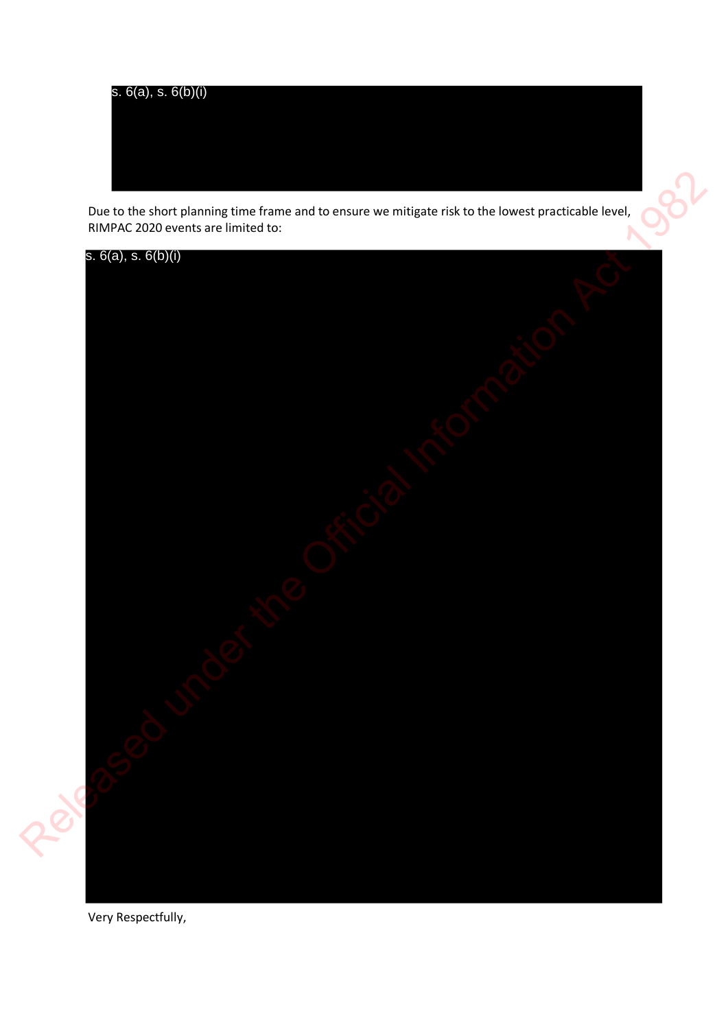s. 6(a), s. 6(b)(i)

Due to the short planning time frame and to ensure we mitigate risk to the lowest practicable level, RIMPAC 2020 events are limited to:

s. 6(a), s. 6(b)(i)

Very Respectfully,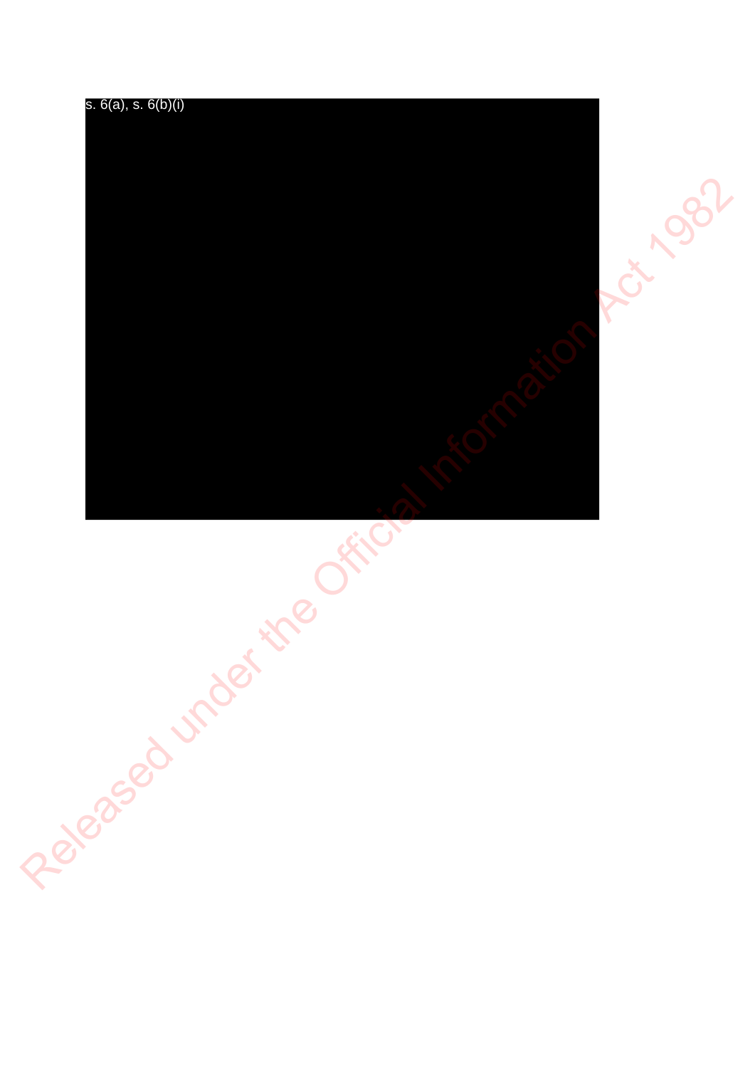s. 6(a), s. 6(b)(i)

Released under the Official Information Act 1982